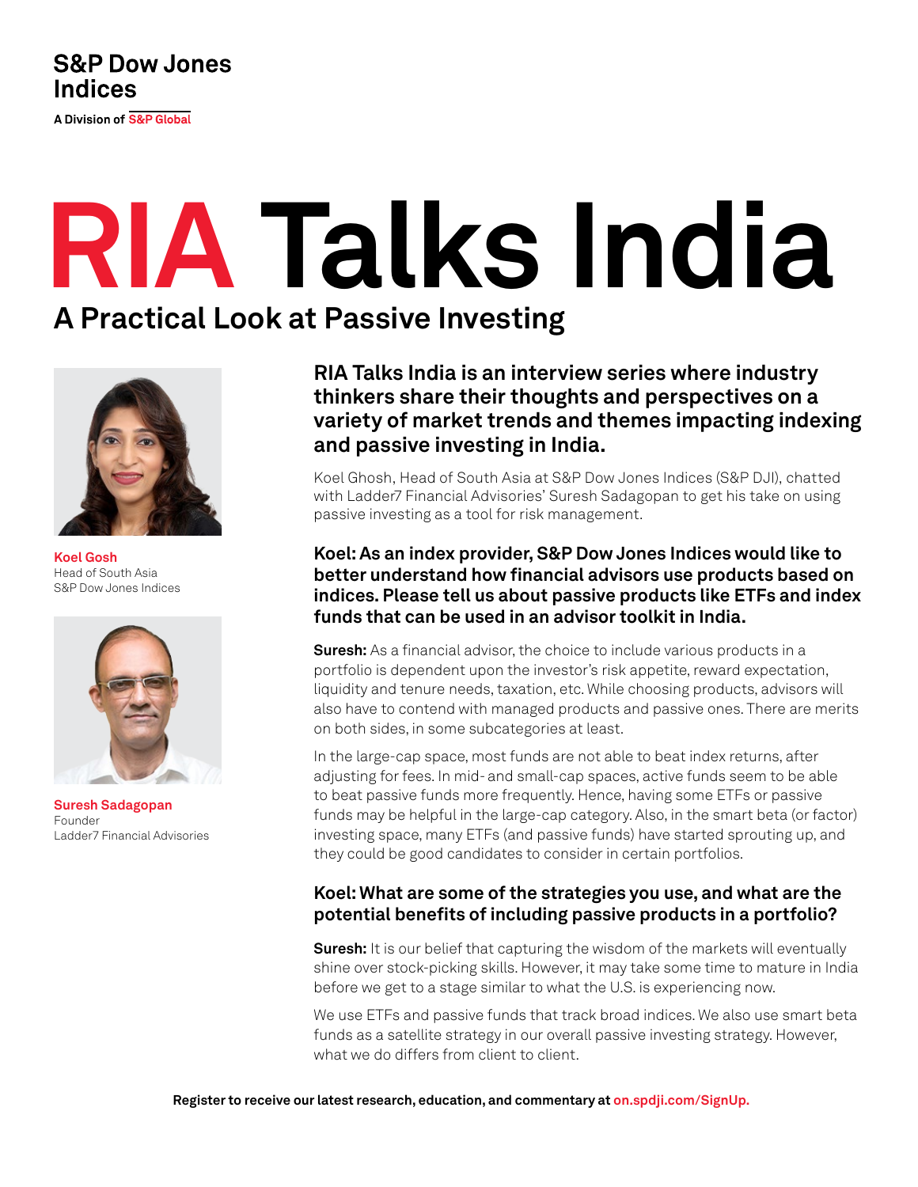S&P Dow Jones Indices

A Division of S&P Global

# RIA Talks India

## A Practical Look at Passive Investing

**Koel Gosh**
Head of South Asia
S&P Dow Jones Indices

**Suresh Sadagopan**
Founder
Ladder7 Financial Advisories

### RIA Talks India is an interview series where industry thinkers share their thoughts and perspectives on a variety of market trends and themes impacting indexing and passive investing in India.

Koel Ghosh, Head of South Asia at S&P Dow Jones Indices (S&P DJI), chatted with Ladder7 Financial Advisories' Suresh Sadagopan to get his take on using passive investing as a tool for risk management.

### Koel: As an index provider, S&P Dow Jones Indices would like to better understand how financial advisors use products based on indices. Please tell us about passive products like ETFs and index funds that can be used in an advisor toolkit in India.

**Suresh:** As a financial advisor, the choice to include various products in a portfolio is dependent upon the investor's risk appetite, reward expectation, liquidity and tenure needs, taxation, etc. While choosing products, advisors will also have to contend with managed products and passive ones. There are merits on both sides, in some subcategories at least.

In the large-cap space, most funds are not able to beat index returns, after adjusting for fees. In mid- and small-cap spaces, active funds seem to be able to beat passive funds more frequently. Hence, having some ETFs or passive funds may be helpful in the large-cap category. Also, in the smart beta (or factor) investing space, many ETFs (and passive funds) have started sprouting up, and they could be good candidates to consider in certain portfolios.

### Koel: What are some of the strategies you use, and what are the potential benefits of including passive products in a portfolio?

**Suresh:** It is our belief that capturing the wisdom of the markets will eventually shine over stock-picking skills. However, it may take some time to mature in India before we get to a stage similar to what the U.S. is experiencing now.

We use ETFs and passive funds that track broad indices. We also use smart beta funds as a satellite strategy in our overall passive investing strategy. However, what we do differs from client to client.

Register to receive our latest research, education, and commentary at on.spdji.com/SignUp.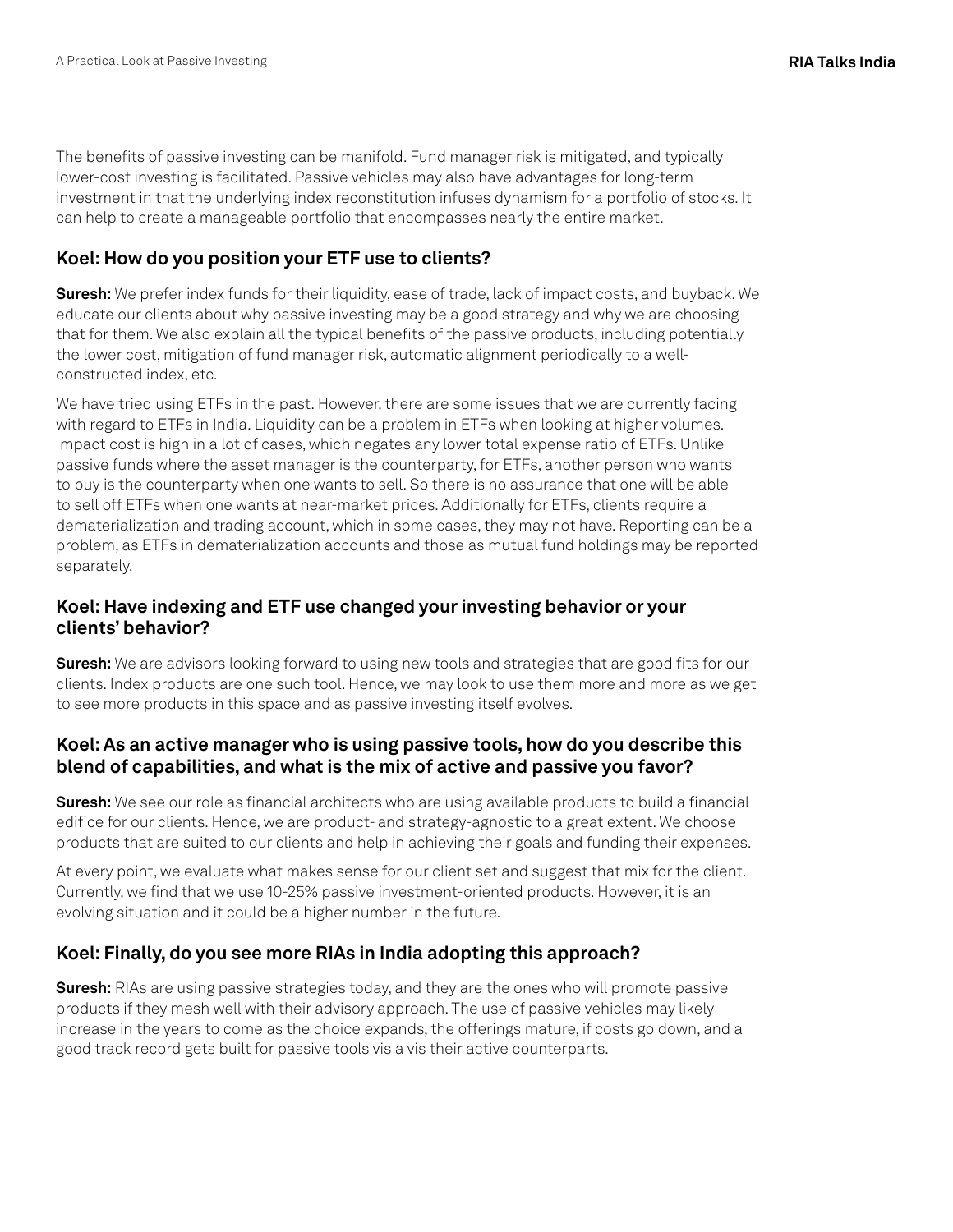The benefits of passive investing can be manifold. Fund manager risk is mitigated, and typically lower-cost investing is facilitated. Passive vehicles may also have advantages for long-term investment in that the underlying index reconstitution infuses dynamism for a portfolio of stocks. It can help to create a manageable portfolio that encompasses nearly the entire market.

### Koel: How do you position your ETF use to clients?

**Suresh:** We prefer index funds for their liquidity, ease of trade, lack of impact costs, and buyback. We educate our clients about why passive investing may be a good strategy and why we are choosing that for them. We also explain all the typical benefits of the passive products, including potentially the lower cost, mitigation of fund manager risk, automatic alignment periodically to a well-constructed index, etc.

We have tried using ETFs in the past. However, there are some issues that we are currently facing with regard to ETFs in India. Liquidity can be a problem in ETFs when looking at higher volumes. Impact cost is high in a lot of cases, which negates any lower total expense ratio of ETFs. Unlike passive funds where the asset manager is the counterparty, for ETFs, another person who wants to buy is the counterparty when one wants to sell. So there is no assurance that one will be able to sell off ETFs when one wants at near-market prices. Additionally for ETFs, clients require a dematerialization and trading account, which in some cases, they may not have. Reporting can be a problem, as ETFs in dematerialization accounts and those as mutual fund holdings may be reported separately.

### Koel: Have indexing and ETF use changed your investing behavior or your clients' behavior?

**Suresh:** We are advisors looking forward to using new tools and strategies that are good fits for our clients. Index products are one such tool. Hence, we may look to use them more and more as we get to see more products in this space and as passive investing itself evolves.

### Koel: As an active manager who is using passive tools, how do you describe this blend of capabilities, and what is the mix of active and passive you favor?

**Suresh:** We see our role as financial architects who are using available products to build a financial edifice for our clients. Hence, we are product- and strategy-agnostic to a great extent. We choose products that are suited to our clients and help in achieving their goals and funding their expenses.

At every point, we evaluate what makes sense for our client set and suggest that mix for the client. Currently, we find that we use 10-25% passive investment-oriented products. However, it is an evolving situation and it could be a higher number in the future.

### Koel: Finally, do you see more RIAs in India adopting this approach?

**Suresh:** RIAs are using passive strategies today, and they are the ones who will promote passive products if they mesh well with their advisory approach. The use of passive vehicles may likely increase in the years to come as the choice expands, the offerings mature, if costs go down, and a good track record gets built for passive tools vis a vis their active counterparts.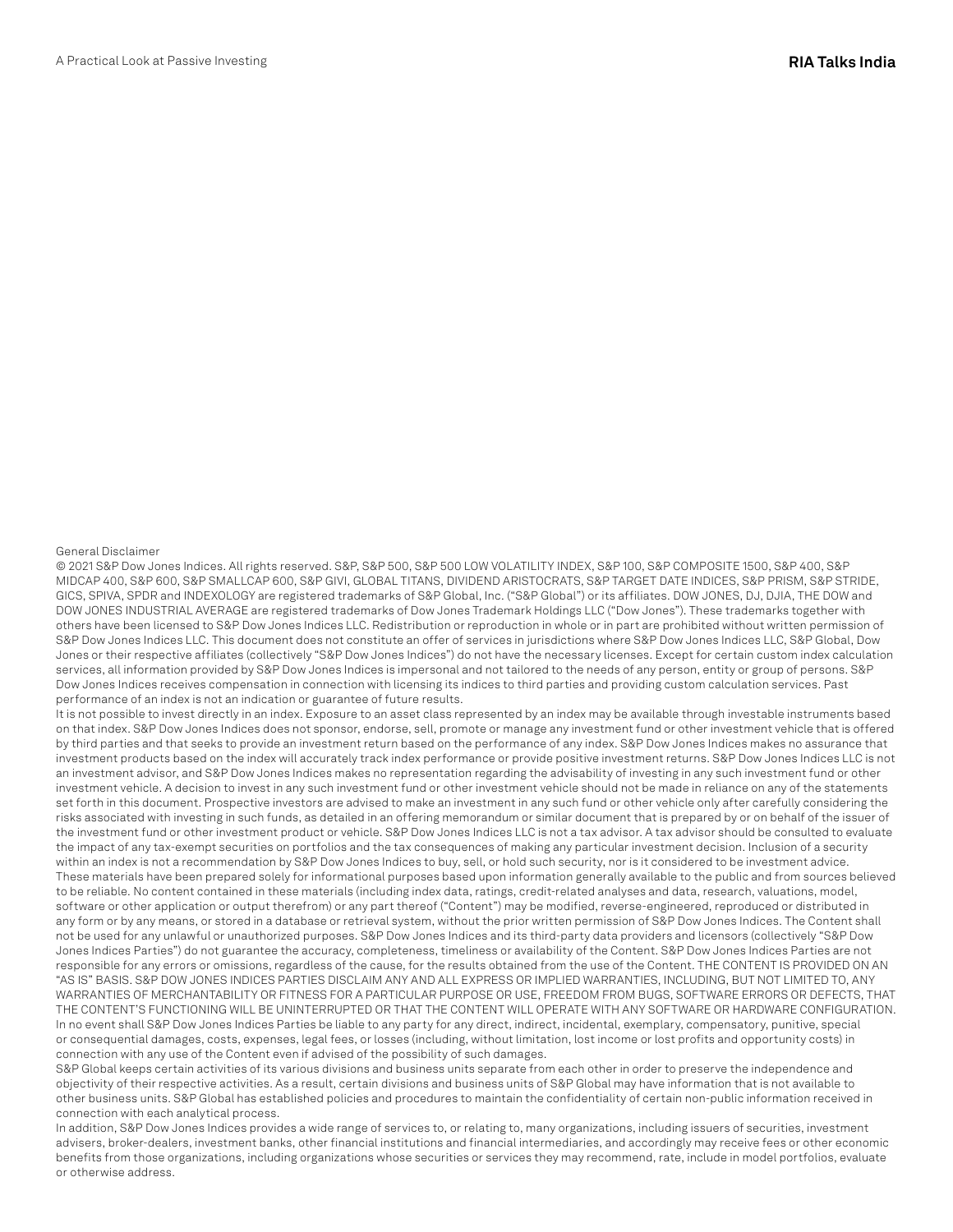General Disclaimer

© 2021 S&P Dow Jones Indices. All rights reserved. S&P, S&P 500, S&P 500 LOW VOLATILITY INDEX, S&P 100, S&P COMPOSITE 1500, S&P 400, S&P MIDCAP 400, S&P 600, S&P SMALLCAP 600, S&P GIVI, GLOBAL TITANS, DIVIDEND ARISTOCRATS, S&P TARGET DATE INDICES, S&P PRISM, S&P STRIDE, GICS, SPIVA, SPDR and INDEXOLOGY are registered trademarks of S&P Global, Inc. ("S&P Global") or its affiliates. DOW JONES, DJ, DJIA, THE DOW and DOW JONES INDUSTRIAL AVERAGE are registered trademarks of Dow Jones Trademark Holdings LLC ("Dow Jones"). These trademarks together with others have been licensed to S&P Dow Jones Indices LLC. Redistribution or reproduction in whole or in part are prohibited without written permission of S&P Dow Jones Indices LLC. This document does not constitute an offer of services in jurisdictions where S&P Dow Jones Indices LLC, S&P Global, Dow Jones or their respective affiliates (collectively "S&P Dow Jones Indices") do not have the necessary licenses. Except for certain custom index calculation services, all information provided by S&P Dow Jones Indices is impersonal and not tailored to the needs of any person, entity or group of persons. S&P Dow Jones Indices receives compensation in connection with licensing its indices to third parties and providing custom calculation services. Past performance of an index is not an indication or guarantee of future results.

It is not possible to invest directly in an index. Exposure to an asset class represented by an index may be available through investable instruments based on that index. S&P Dow Jones Indices does not sponsor, endorse, sell, promote or manage any investment fund or other investment vehicle that is offered by third parties and that seeks to provide an investment return based on the performance of any index. S&P Dow Jones Indices makes no assurance that investment products based on the index will accurately track index performance or provide positive investment returns. S&P Dow Jones Indices LLC is not an investment advisor, and S&P Dow Jones Indices makes no representation regarding the advisability of investing in any such investment fund or other investment vehicle. A decision to invest in any such investment fund or other investment vehicle should not be made in reliance on any of the statements set forth in this document. Prospective investors are advised to make an investment in any such fund or other vehicle only after carefully considering the risks associated with investing in such funds, as detailed in an offering memorandum or similar document that is prepared by or on behalf of the issuer of the investment fund or other investment product or vehicle. S&P Dow Jones Indices LLC is not a tax advisor. A tax advisor should be consulted to evaluate the impact of any tax-exempt securities on portfolios and the tax consequences of making any particular investment decision. Inclusion of a security within an index is not a recommendation by S&P Dow Jones Indices to buy, sell, or hold such security, nor is it considered to be investment advice.

These materials have been prepared solely for informational purposes based upon information generally available to the public and from sources believed to be reliable. No content contained in these materials (including index data, ratings, credit-related analyses and data, research, valuations, model, software or other application or output therefrom) or any part thereof ("Content") may be modified, reverse-engineered, reproduced or distributed in any form or by any means, or stored in a database or retrieval system, without the prior written permission of S&P Dow Jones Indices. The Content shall not be used for any unlawful or unauthorized purposes. S&P Dow Jones Indices and its third-party data providers and licensors (collectively "S&P Dow Jones Indices Parties") do not guarantee the accuracy, completeness, timeliness or availability of the Content. S&P Dow Jones Indices Parties are not responsible for any errors or omissions, regardless of the cause, for the results obtained from the use of the Content. THE CONTENT IS PROVIDED ON AN "AS IS" BASIS. S&P DOW JONES INDICES PARTIES DISCLAIM ANY AND ALL EXPRESS OR IMPLIED WARRANTIES, INCLUDING, BUT NOT LIMITED TO, ANY WARRANTIES OF MERCHANTABILITY OR FITNESS FOR A PARTICULAR PURPOSE OR USE, FREEDOM FROM BUGS, SOFTWARE ERRORS OR DEFECTS, THAT THE CONTENT'S FUNCTIONING WILL BE UNINTERRUPTED OR THAT THE CONTENT WILL OPERATE WITH ANY SOFTWARE OR HARDWARE CONFIGURATION. In no event shall S&P Dow Jones Indices Parties be liable to any party for any direct, indirect, incidental, exemplary, compensatory, punitive, special or consequential damages, costs, expenses, legal fees, or losses (including, without limitation, lost income or lost profits and opportunity costs) in connection with any use of the Content even if advised of the possibility of such damages.

S&P Global keeps certain activities of its various divisions and business units separate from each other in order to preserve the independence and objectivity of their respective activities. As a result, certain divisions and business units of S&P Global may have information that is not available to other business units. S&P Global has established policies and procedures to maintain the confidentiality of certain non-public information received in connection with each analytical process.

In addition, S&P Dow Jones Indices provides a wide range of services to, or relating to, many organizations, including issuers of securities, investment advisers, broker-dealers, investment banks, other financial institutions and financial intermediaries, and accordingly may receive fees or other economic benefits from those organizations, including organizations whose securities or services they may recommend, rate, include in model portfolios, evaluate or otherwise address.